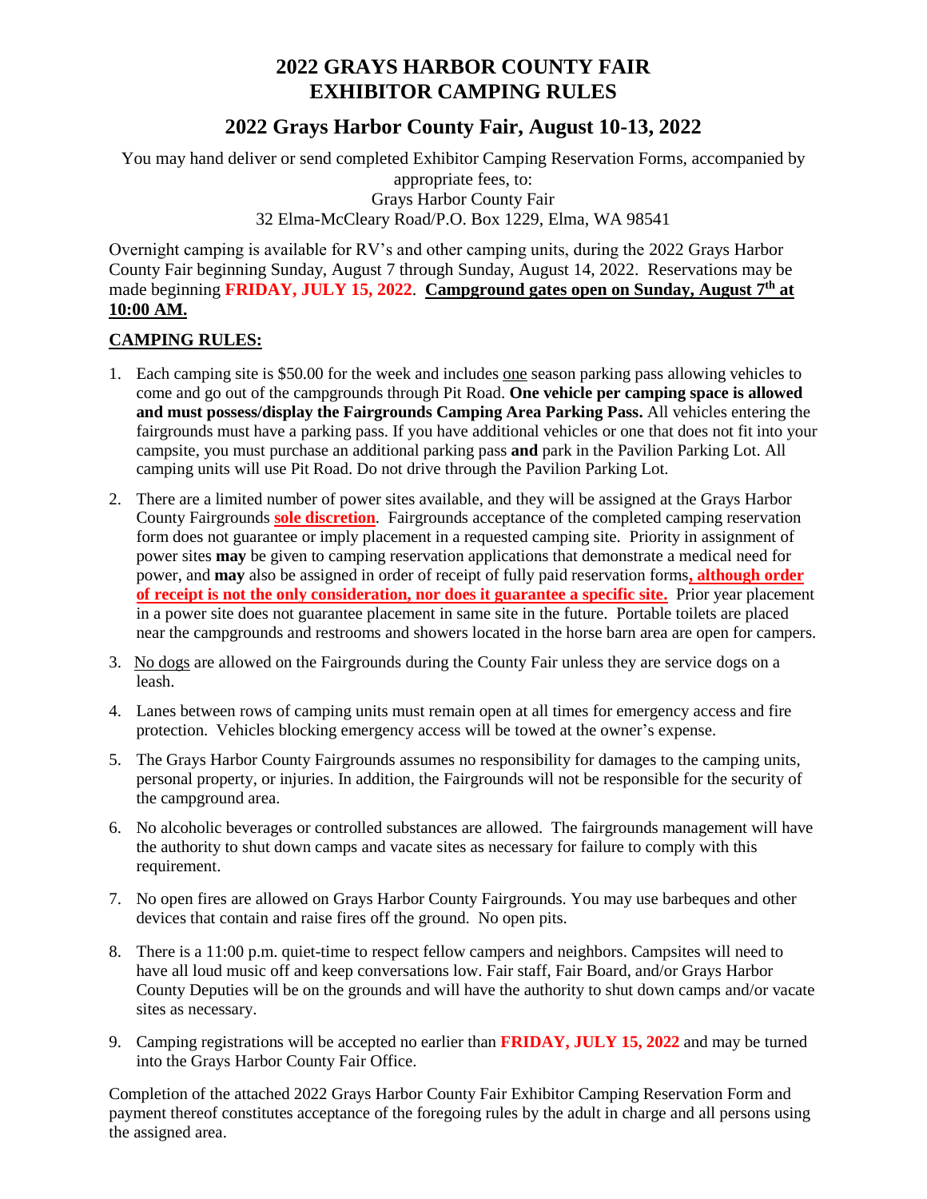# 2022 GRAYS HARBOR COUNTY FAIR
# EXHIBITOR CAMPING RULES

## 2022 Grays Harbor County Fair, August 10-13, 2022

You may hand deliver or send completed Exhibitor Camping Reservation Forms, accompanied by appropriate fees, to:
Grays Harbor County Fair
32 Elma-McCleary Road/P.O. Box 1229, Elma, WA 98541

Overnight camping is available for RV's and other camping units, during the 2022 Grays Harbor County Fair beginning Sunday, August 7 through Sunday, August 14, 2022. Reservations may be made beginning **FRIDAY, JULY 15, 2022**. **Campground gates open on Sunday, August 7th at 10:00 AM.**

**CAMPING RULES:**

1. Each camping site is $50.00 for the week and includes one season parking pass allowing vehicles to come and go out of the campgrounds through Pit Road. **One vehicle per camping space is allowed and must possess/display the Fairgrounds Camping Area Parking Pass.** All vehicles entering the fairgrounds must have a parking pass. If you have additional vehicles or one that does not fit into your campsite, you must purchase an additional parking pass **and** park in the Pavilion Parking Lot. All camping units will use Pit Road. Do not drive through the Pavilion Parking Lot.
2. There are a limited number of power sites available, and they will be assigned at the Grays Harbor County Fairgrounds **sole discretion**. Fairgrounds acceptance of the completed camping reservation form does not guarantee or imply placement in a requested camping site. Priority in assignment of power sites **may** be given to camping reservation applications that demonstrate a medical need for power, and **may** also be assigned in order of receipt of fully paid reservation forms**, although order of receipt is not the only consideration, nor does it guarantee a specific site.** Prior year placement in a power site does not guarantee placement in same site in the future. Portable toilets are placed near the campgrounds and restrooms and showers located in the horse barn area are open for campers.
3. No dogs are allowed on the Fairgrounds during the County Fair unless they are service dogs on a leash.
4. Lanes between rows of camping units must remain open at all times for emergency access and fire protection. Vehicles blocking emergency access will be towed at the owner's expense.
5. The Grays Harbor County Fairgrounds assumes no responsibility for damages to the camping units, personal property, or injuries. In addition, the Fairgrounds will not be responsible for the security of the campground area.
6. No alcoholic beverages or controlled substances are allowed. The fairgrounds management will have the authority to shut down camps and vacate sites as necessary for failure to comply with this requirement.
7. No open fires are allowed on Grays Harbor County Fairgrounds. You may use barbeques and other devices that contain and raise fires off the ground. No open pits.
8. There is a 11:00 p.m. quiet-time to respect fellow campers and neighbors. Campsites will need to have all loud music off and keep conversations low. Fair staff, Fair Board, and/or Grays Harbor County Deputies will be on the grounds and will have the authority to shut down camps and/or vacate sites as necessary.
9. Camping registrations will be accepted no earlier than **FRIDAY, JULY 15, 2022** and may be turned into the Grays Harbor County Fair Office.

Completion of the attached 2022 Grays Harbor County Fair Exhibitor Camping Reservation Form and payment thereof constitutes acceptance of the foregoing rules by the adult in charge and all persons using the assigned area.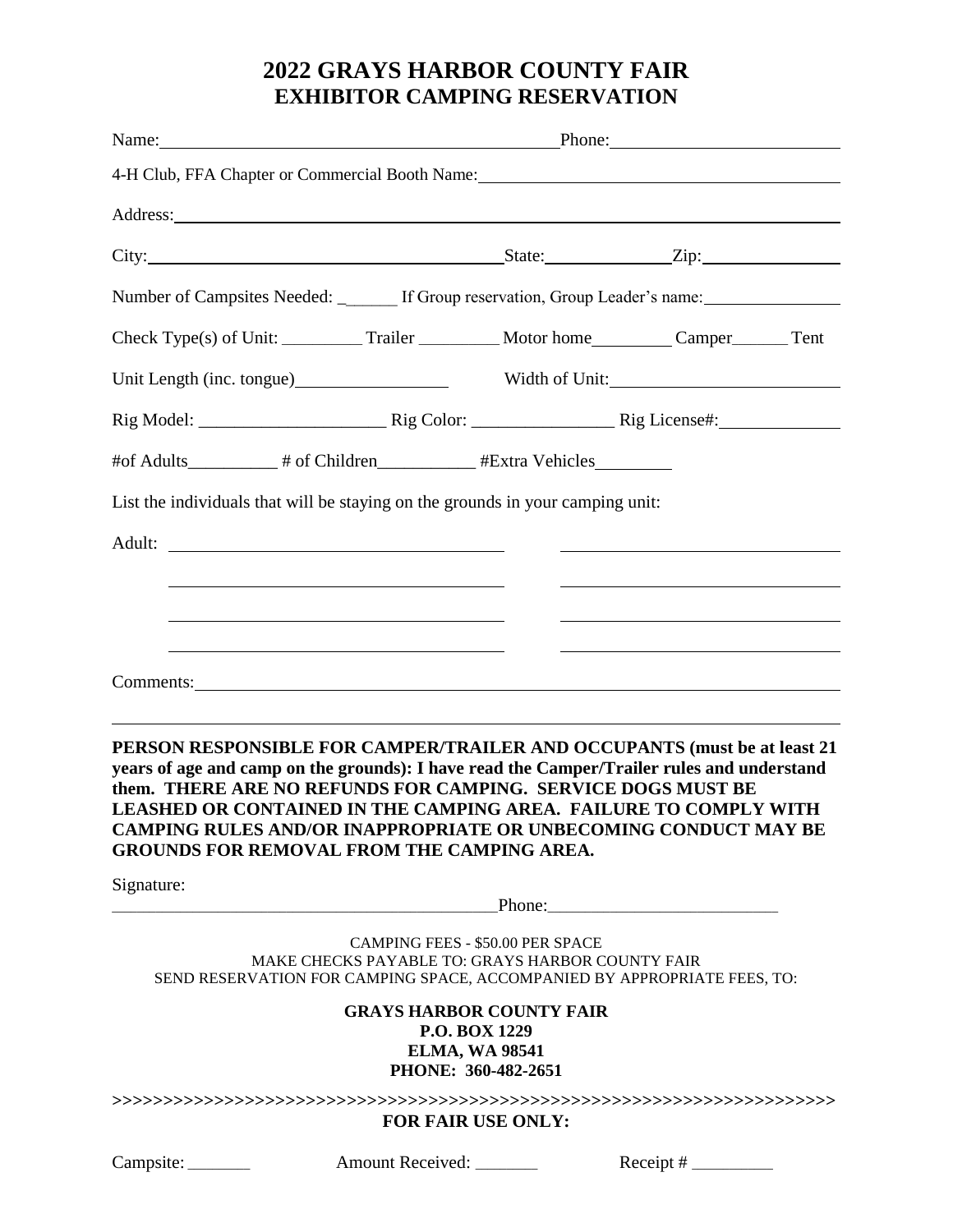# 2022 GRAYS HARBOR COUNTY FAIR
## EXHIBITOR CAMPING RESERVATION

Name: ______________________________ Phone: ______________________

4-H Club, FFA Chapter or Commercial Booth Name: ______________________________

Address: ______________________________________________________________

City: ______________________________ State: ____________ Zip: ______________

Number of Campsites Needed: _______ If Group reservation, Group Leader's name: ______________

Check Type(s) of Unit: _________ Trailer _________ Motor home _________ Camper _______ Tent

Unit Length (inc. tongue) ________________ Width of Unit: ______________________

Rig Model: ____________________ Rig Color: _______________ Rig License#: ____________

#of Adults__________ # of Children___________ #Extra Vehicles_________

List the individuals that will be staying on the grounds in your camping unit:

Adult: ______________________________ ______________________________

______________________________ ______________________________

______________________________ ______________________________

______________________________ ______________________________

Comments: ______________________________________________________________

______________________________________________________________________

**PERSON RESPONSIBLE FOR CAMPER/TRAILER AND OCCUPANTS (must be at least 21 years of age and camp on the grounds): I have read the Camper/Trailer rules and understand them. THERE ARE NO REFUNDS FOR CAMPING. SERVICE DOGS MUST BE LEASHED OR CONTAINED IN THE CAMPING AREA. FAILURE TO COMPLY WITH CAMPING RULES AND/OR INAPPROPRIATE OR UNBECOMING CONDUCT MAY BE GROUNDS FOR REMOVAL FROM THE CAMPING AREA.**

Signature:

______________________________________ Phone: ______________________

CAMPING FEES - $50.00 PER SPACE
MAKE CHECKS PAYABLE TO: GRAYS HARBOR COUNTY FAIR
SEND RESERVATION FOR CAMPING SPACE, ACCOMPANIED BY APPROPRIATE FEES, TO:

**GRAYS HARBOR COUNTY FAIR**
**P.O. BOX 1229**
**ELMA, WA 98541**
**PHONE: 360-482-2651**

>>>>>>>>>>>>>>>>>>>>>>>>>>>>>>>>>>>>>>>>>>>>>>>>>>>>>>>>>>>>>>>>>>>>>>>>>>>>

**FOR FAIR USE ONLY:**

Campsite: _______ Amount Received: _______ Receipt # _________